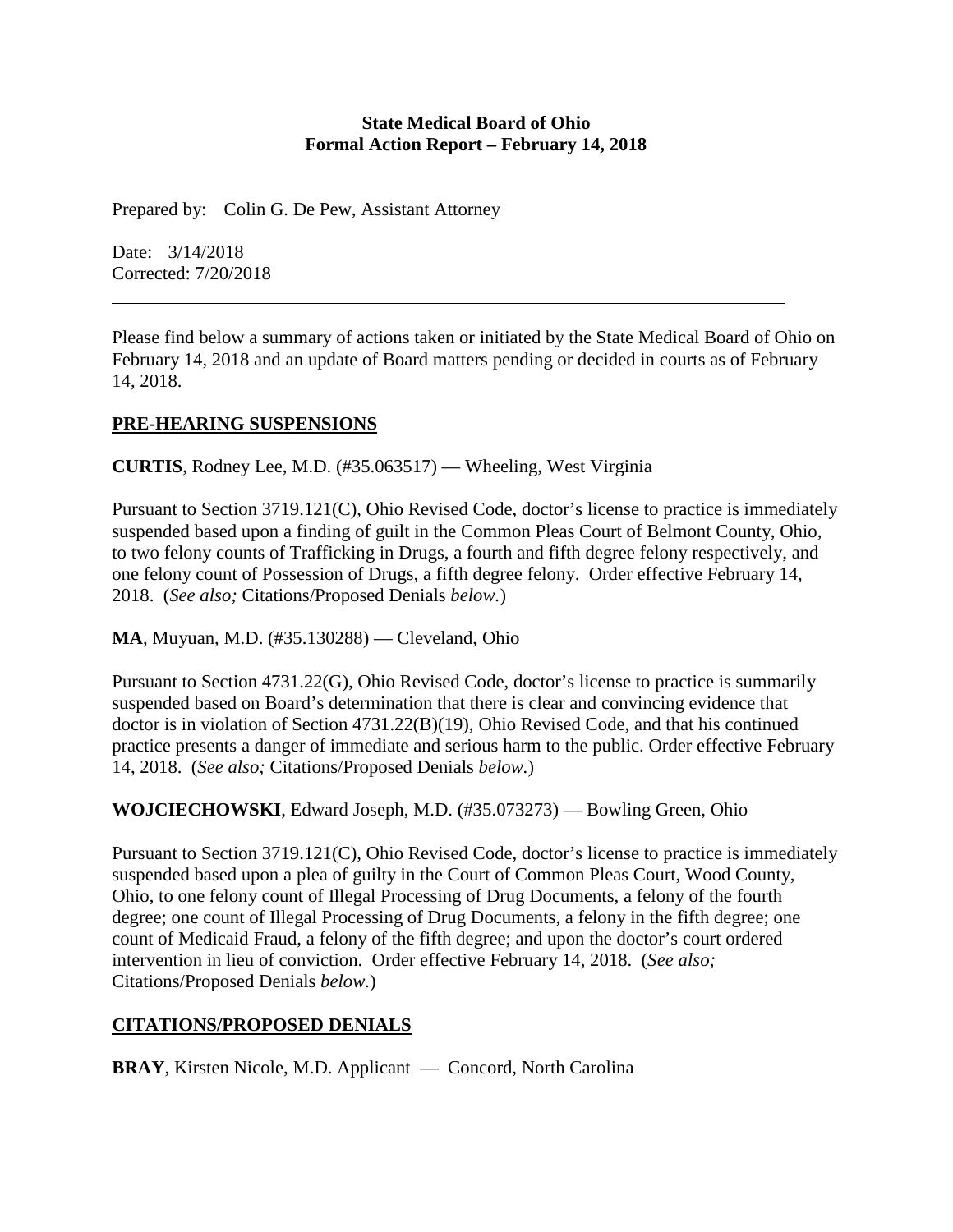**State Medical Board of Ohio**
**Formal Action Report – February 14, 2018**

Prepared by: Colin G. De Pew, Assistant Attorney

Date: 3/14/2018
Corrected: 7/20/2018

---

Please find below a summary of actions taken or initiated by the State Medical Board of Ohio on February 14, 2018 and an update of Board matters pending or decided in courts as of February 14, 2018.

## PRE-HEARING SUSPENSIONS

**CURTIS**, Rodney Lee, M.D. (#35.063517) — Wheeling, West Virginia

Pursuant to Section 3719.121(C), Ohio Revised Code, doctor's license to practice is immediately suspended based upon a finding of guilt in the Common Pleas Court of Belmont County, Ohio, to two felony counts of Trafficking in Drugs, a fourth and fifth degree felony respectively, and one felony count of Possession of Drugs, a fifth degree felony. Order effective February 14, 2018. (*See also;* Citations/Proposed Denials *below.*)

**MA**, Muyuan, M.D. (#35.130288) — Cleveland, Ohio

Pursuant to Section 4731.22(G), Ohio Revised Code, doctor's license to practice is summarily suspended based on Board's determination that there is clear and convincing evidence that doctor is in violation of Section 4731.22(B)(19), Ohio Revised Code, and that his continued practice presents a danger of immediate and serious harm to the public. Order effective February 14, 2018. (*See also;* Citations/Proposed Denials *below.*)

**WOJCIECHOWSKI**, Edward Joseph, M.D. (#35.073273) — Bowling Green, Ohio

Pursuant to Section 3719.121(C), Ohio Revised Code, doctor's license to practice is immediately suspended based upon a plea of guilty in the Court of Common Pleas Court, Wood County, Ohio, to one felony count of Illegal Processing of Drug Documents, a felony of the fourth degree; one count of Illegal Processing of Drug Documents, a felony in the fifth degree; one count of Medicaid Fraud, a felony of the fifth degree; and upon the doctor's court ordered intervention in lieu of conviction. Order effective February 14, 2018. (*See also;* Citations/Proposed Denials *below.*)

## CITATIONS/PROPOSED DENIALS

**BRAY**, Kirsten Nicole, M.D. Applicant — Concord, North Carolina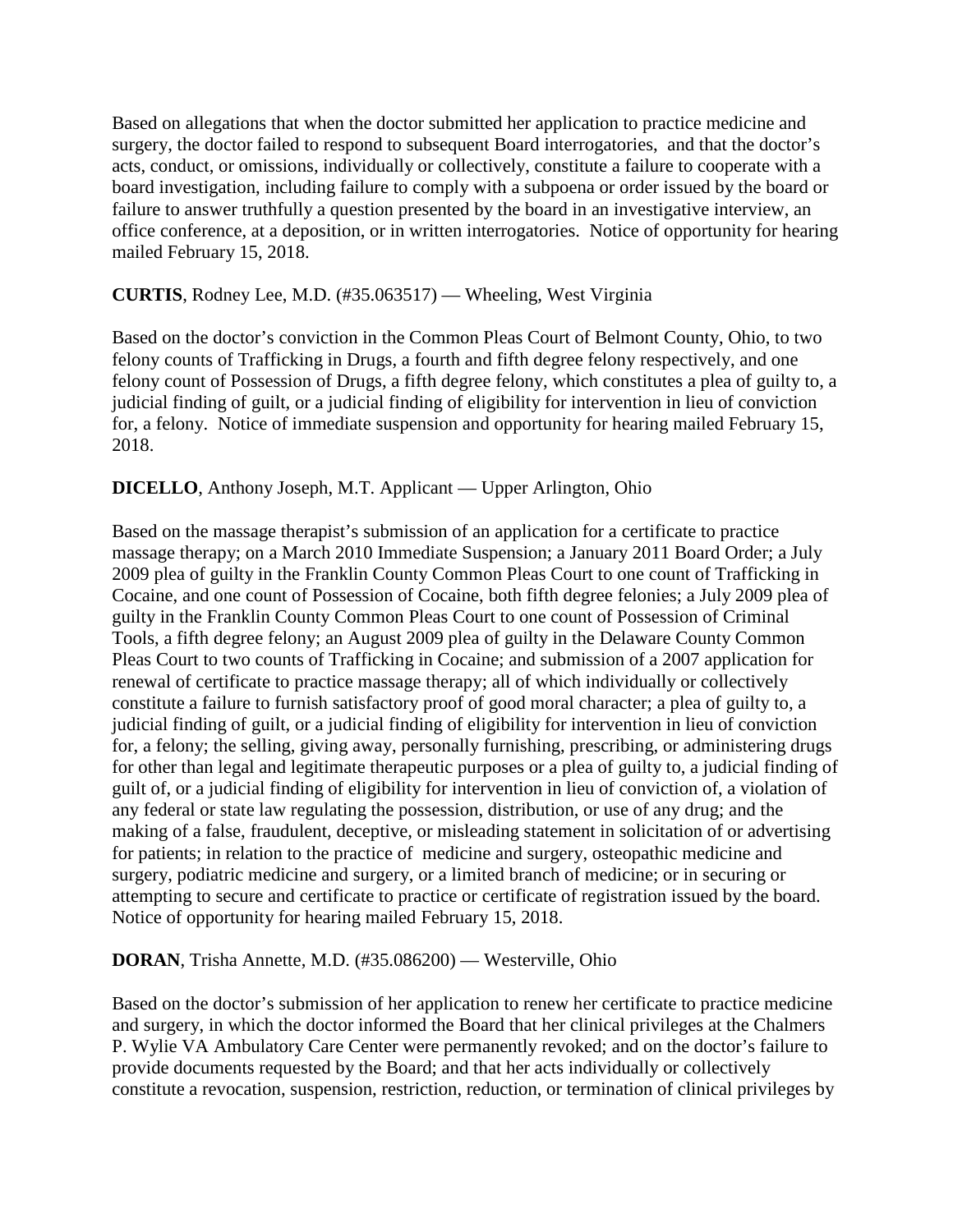Based on allegations that when the doctor submitted her application to practice medicine and surgery, the doctor failed to respond to subsequent Board interrogatories, and that the doctor's acts, conduct, or omissions, individually or collectively, constitute a failure to cooperate with a board investigation, including failure to comply with a subpoena or order issued by the board or failure to answer truthfully a question presented by the board in an investigative interview, an office conference, at a deposition, or in written interrogatories. Notice of opportunity for hearing mailed February 15, 2018.

**CURTIS**, Rodney Lee, M.D. (#35.063517) — Wheeling, West Virginia

Based on the doctor's conviction in the Common Pleas Court of Belmont County, Ohio, to two felony counts of Trafficking in Drugs, a fourth and fifth degree felony respectively, and one felony count of Possession of Drugs, a fifth degree felony, which constitutes a plea of guilty to, a judicial finding of guilt, or a judicial finding of eligibility for intervention in lieu of conviction for, a felony. Notice of immediate suspension and opportunity for hearing mailed February 15, 2018.

**DICELLO**, Anthony Joseph, M.T. Applicant — Upper Arlington, Ohio

Based on the massage therapist's submission of an application for a certificate to practice massage therapy; on a March 2010 Immediate Suspension; a January 2011 Board Order; a July 2009 plea of guilty in the Franklin County Common Pleas Court to one count of Trafficking in Cocaine, and one count of Possession of Cocaine, both fifth degree felonies; a July 2009 plea of guilty in the Franklin County Common Pleas Court to one count of Possession of Criminal Tools, a fifth degree felony; an August 2009 plea of guilty in the Delaware County Common Pleas Court to two counts of Trafficking in Cocaine; and submission of a 2007 application for renewal of certificate to practice massage therapy; all of which individually or collectively constitute a failure to furnish satisfactory proof of good moral character; a plea of guilty to, a judicial finding of guilt, or a judicial finding of eligibility for intervention in lieu of conviction for, a felony; the selling, giving away, personally furnishing, prescribing, or administering drugs for other than legal and legitimate therapeutic purposes or a plea of guilty to, a judicial finding of guilt of, or a judicial finding of eligibility for intervention in lieu of conviction of, a violation of any federal or state law regulating the possession, distribution, or use of any drug; and the making of a false, fraudulent, deceptive, or misleading statement in solicitation of or advertising for patients; in relation to the practice of medicine and surgery, osteopathic medicine and surgery, podiatric medicine and surgery, or a limited branch of medicine; or in securing or attempting to secure and certificate to practice or certificate of registration issued by the board. Notice of opportunity for hearing mailed February 15, 2018.

**DORAN**, Trisha Annette, M.D. (#35.086200) — Westerville, Ohio

Based on the doctor's submission of her application to renew her certificate to practice medicine and surgery, in which the doctor informed the Board that her clinical privileges at the Chalmers P. Wylie VA Ambulatory Care Center were permanently revoked; and on the doctor's failure to provide documents requested by the Board; and that her acts individually or collectively constitute a revocation, suspension, restriction, reduction, or termination of clinical privileges by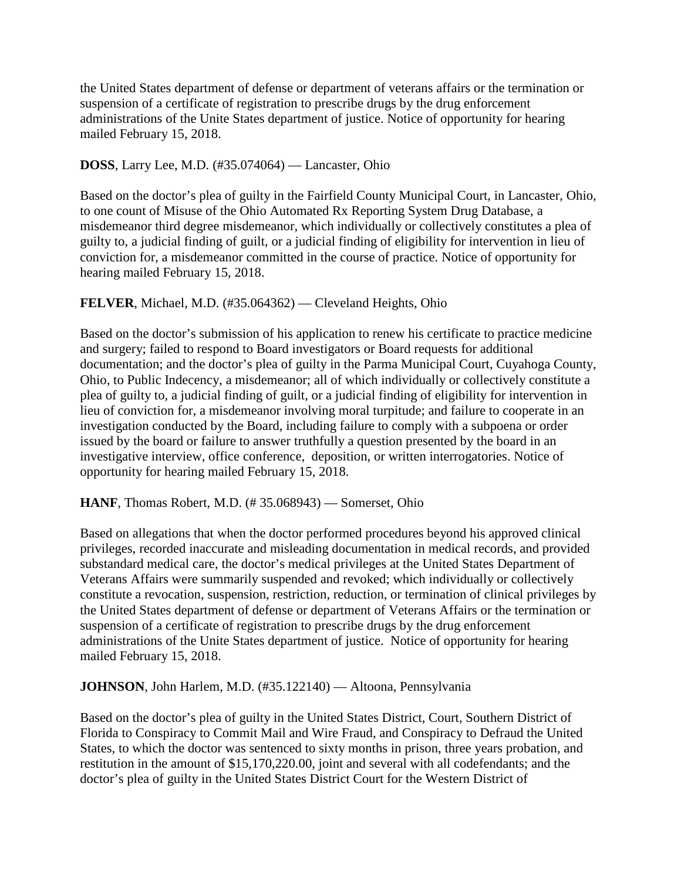the United States department of defense or department of veterans affairs or the termination or suspension of a certificate of registration to prescribe drugs by the drug enforcement administrations of the Unite States department of justice. Notice of opportunity for hearing mailed February 15, 2018.

**DOSS**, Larry Lee, M.D. (#35.074064) — Lancaster, Ohio

Based on the doctor's plea of guilty in the Fairfield County Municipal Court, in Lancaster, Ohio, to one count of Misuse of the Ohio Automated Rx Reporting System Drug Database, a misdemeanor third degree misdemeanor, which individually or collectively constitutes a plea of guilty to, a judicial finding of guilt, or a judicial finding of eligibility for intervention in lieu of conviction for, a misdemeanor committed in the course of practice. Notice of opportunity for hearing mailed February 15, 2018.

**FELVER**, Michael, M.D. (#35.064362) — Cleveland Heights, Ohio

Based on the doctor's submission of his application to renew his certificate to practice medicine and surgery; failed to respond to Board investigators or Board requests for additional documentation; and the doctor's plea of guilty in the Parma Municipal Court, Cuyahoga County, Ohio, to Public Indecency, a misdemeanor; all of which individually or collectively constitute a plea of guilty to, a judicial finding of guilt, or a judicial finding of eligibility for intervention in lieu of conviction for, a misdemeanor involving moral turpitude; and failure to cooperate in an investigation conducted by the Board, including failure to comply with a subpoena or order issued by the board or failure to answer truthfully a question presented by the board in an investigative interview, office conference, deposition, or written interrogatories. Notice of opportunity for hearing mailed February 15, 2018.

**HANF**, Thomas Robert, M.D. (# 35.068943) — Somerset, Ohio

Based on allegations that when the doctor performed procedures beyond his approved clinical privileges, recorded inaccurate and misleading documentation in medical records, and provided substandard medical care, the doctor's medical privileges at the United States Department of Veterans Affairs were summarily suspended and revoked; which individually or collectively constitute a revocation, suspension, restriction, reduction, or termination of clinical privileges by the United States department of defense or department of Veterans Affairs or the termination or suspension of a certificate of registration to prescribe drugs by the drug enforcement administrations of the Unite States department of justice. Notice of opportunity for hearing mailed February 15, 2018.

**JOHNSON**, John Harlem, M.D. (#35.122140) — Altoona, Pennsylvania

Based on the doctor's plea of guilty in the United States District, Court, Southern District of Florida to Conspiracy to Commit Mail and Wire Fraud, and Conspiracy to Defraud the United States, to which the doctor was sentenced to sixty months in prison, three years probation, and restitution in the amount of $15,170,220.00, joint and several with all codefendants; and the doctor's plea of guilty in the United States District Court for the Western District of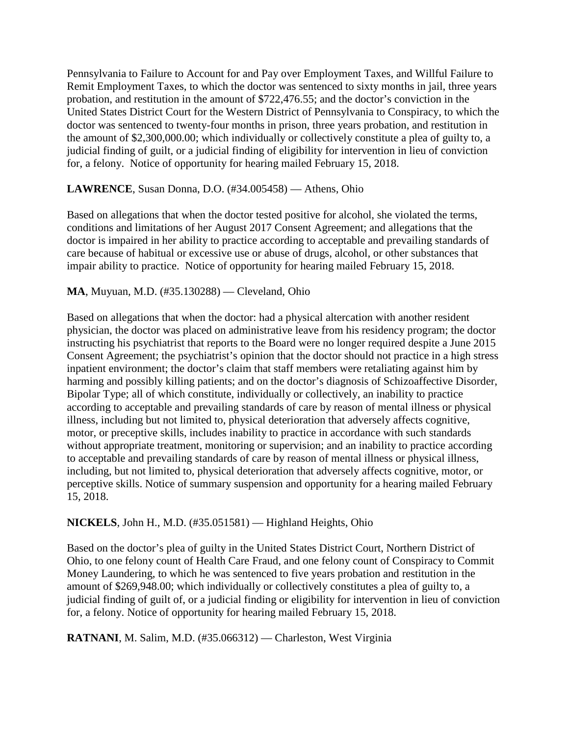Pennsylvania to Failure to Account for and Pay over Employment Taxes, and Willful Failure to Remit Employment Taxes, to which the doctor was sentenced to sixty months in jail, three years probation, and restitution in the amount of $722,476.55; and the doctor's conviction in the United States District Court for the Western District of Pennsylvania to Conspiracy, to which the doctor was sentenced to twenty-four months in prison, three years probation, and restitution in the amount of $2,300,000.00; which individually or collectively constitute a plea of guilty to, a judicial finding of guilt, or a judicial finding of eligibility for intervention in lieu of conviction for, a felony. Notice of opportunity for hearing mailed February 15, 2018.

**LAWRENCE**, Susan Donna, D.O. (#34.005458) — Athens, Ohio

Based on allegations that when the doctor tested positive for alcohol, she violated the terms, conditions and limitations of her August 2017 Consent Agreement; and allegations that the doctor is impaired in her ability to practice according to acceptable and prevailing standards of care because of habitual or excessive use or abuse of drugs, alcohol, or other substances that impair ability to practice. Notice of opportunity for hearing mailed February 15, 2018.

**MA**, Muyuan, M.D. (#35.130288) — Cleveland, Ohio

Based on allegations that when the doctor: had a physical altercation with another resident physician, the doctor was placed on administrative leave from his residency program; the doctor instructing his psychiatrist that reports to the Board were no longer required despite a June 2015 Consent Agreement; the psychiatrist's opinion that the doctor should not practice in a high stress inpatient environment; the doctor's claim that staff members were retaliating against him by harming and possibly killing patients; and on the doctor's diagnosis of Schizoaffective Disorder, Bipolar Type; all of which constitute, individually or collectively, an inability to practice according to acceptable and prevailing standards of care by reason of mental illness or physical illness, including but not limited to, physical deterioration that adversely affects cognitive, motor, or preceptive skills, includes inability to practice in accordance with such standards without appropriate treatment, monitoring or supervision; and an inability to practice according to acceptable and prevailing standards of care by reason of mental illness or physical illness, including, but not limited to, physical deterioration that adversely affects cognitive, motor, or perceptive skills. Notice of summary suspension and opportunity for a hearing mailed February 15, 2018.

**NICKELS**, John H., M.D. (#35.051581) — Highland Heights, Ohio

Based on the doctor's plea of guilty in the United States District Court, Northern District of Ohio, to one felony count of Health Care Fraud, and one felony count of Conspiracy to Commit Money Laundering, to which he was sentenced to five years probation and restitution in the amount of $269,948.00; which individually or collectively constitutes a plea of guilty to, a judicial finding of guilt of, or a judicial finding or eligibility for intervention in lieu of conviction for, a felony. Notice of opportunity for hearing mailed February 15, 2018.

**RATNANI**, M. Salim, M.D. (#35.066312) — Charleston, West Virginia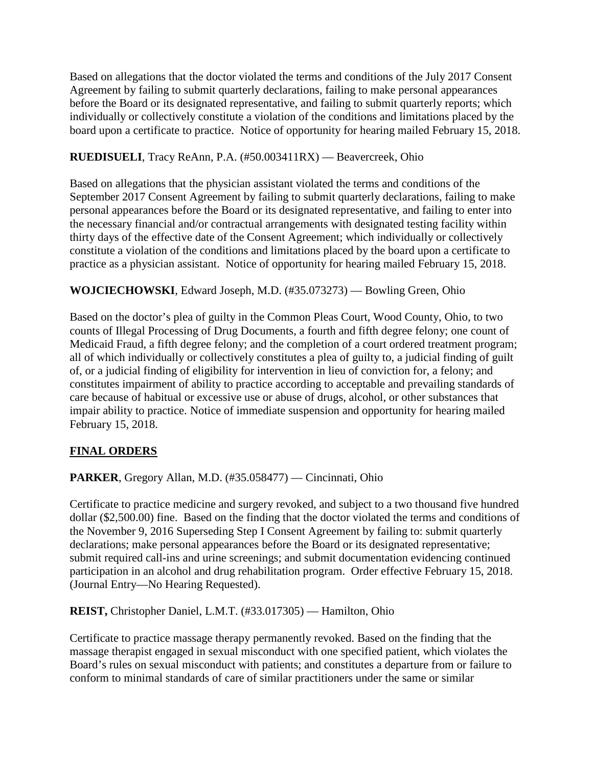Based on allegations that the doctor violated the terms and conditions of the July 2017 Consent Agreement by failing to submit quarterly declarations, failing to make personal appearances before the Board or its designated representative, and failing to submit quarterly reports; which individually or collectively constitute a violation of the conditions and limitations placed by the board upon a certificate to practice. Notice of opportunity for hearing mailed February 15, 2018.

**RUEDISUELI**, Tracy ReAnn, P.A. (#50.003411RX) — Beavercreek, Ohio

Based on allegations that the physician assistant violated the terms and conditions of the September 2017 Consent Agreement by failing to submit quarterly declarations, failing to make personal appearances before the Board or its designated representative, and failing to enter into the necessary financial and/or contractual arrangements with designated testing facility within thirty days of the effective date of the Consent Agreement; which individually or collectively constitute a violation of the conditions and limitations placed by the board upon a certificate to practice as a physician assistant. Notice of opportunity for hearing mailed February 15, 2018.

**WOJCIECHOWSKI**, Edward Joseph, M.D. (#35.073273) — Bowling Green, Ohio

Based on the doctor's plea of guilty in the Common Pleas Court, Wood County, Ohio, to two counts of Illegal Processing of Drug Documents, a fourth and fifth degree felony; one count of Medicaid Fraud, a fifth degree felony; and the completion of a court ordered treatment program; all of which individually or collectively constitutes a plea of guilty to, a judicial finding of guilt of, or a judicial finding of eligibility for intervention in lieu of conviction for, a felony; and constitutes impairment of ability to practice according to acceptable and prevailing standards of care because of habitual or excessive use or abuse of drugs, alcohol, or other substances that impair ability to practice. Notice of immediate suspension and opportunity for hearing mailed February 15, 2018.

## FINAL ORDERS

**PARKER**, Gregory Allan, M.D. (#35.058477) — Cincinnati, Ohio

Certificate to practice medicine and surgery revoked, and subject to a two thousand five hundred dollar ($2,500.00) fine. Based on the finding that the doctor violated the terms and conditions of the November 9, 2016 Superseding Step I Consent Agreement by failing to: submit quarterly declarations; make personal appearances before the Board or its designated representative; submit required call-ins and urine screenings; and submit documentation evidencing continued participation in an alcohol and drug rehabilitation program. Order effective February 15, 2018. (Journal Entry—No Hearing Requested).

**REIST,** Christopher Daniel, L.M.T. (#33.017305) — Hamilton, Ohio

Certificate to practice massage therapy permanently revoked. Based on the finding that the massage therapist engaged in sexual misconduct with one specified patient, which violates the Board's rules on sexual misconduct with patients; and constitutes a departure from or failure to conform to minimal standards of care of similar practitioners under the same or similar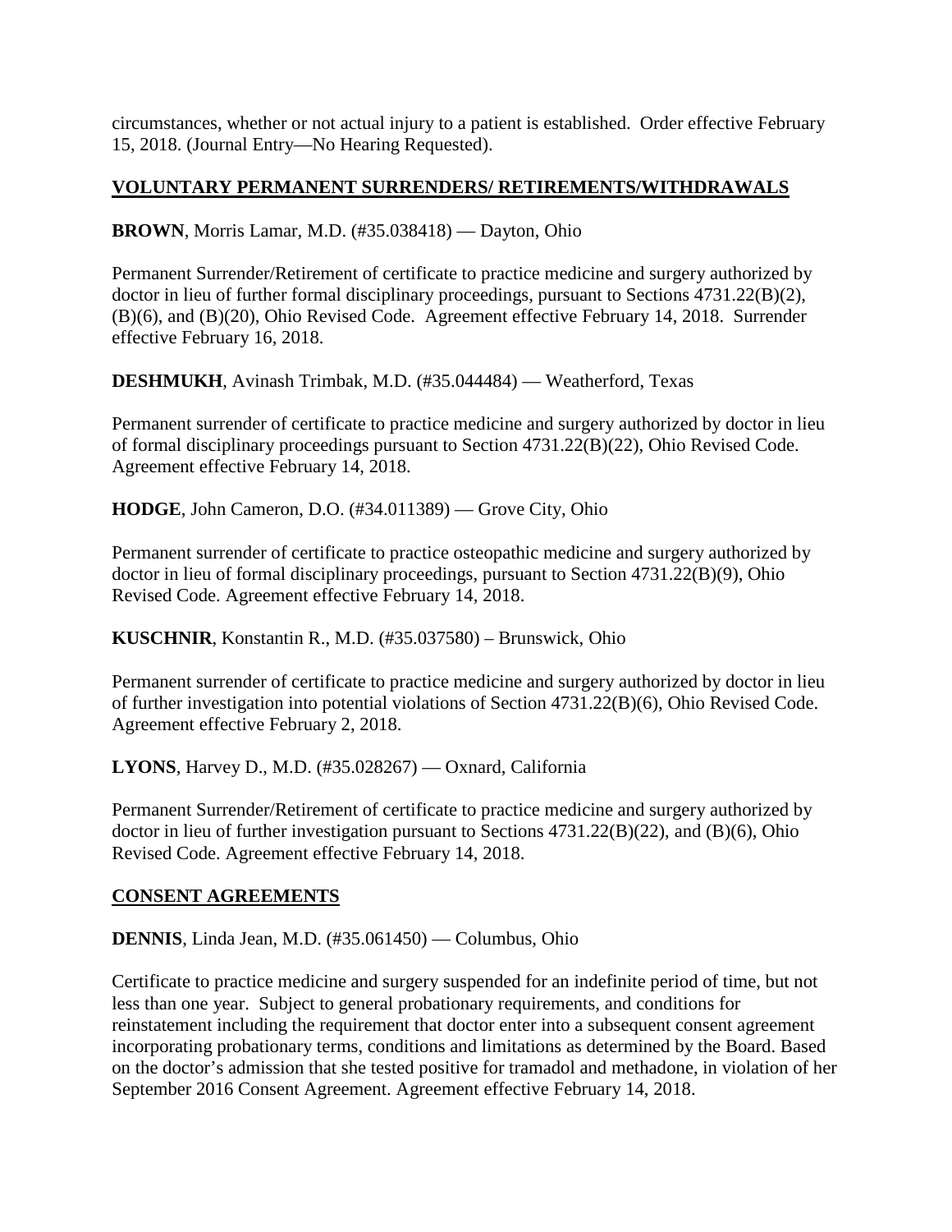circumstances, whether or not actual injury to a patient is established. Order effective February 15, 2018. (Journal Entry—No Hearing Requested).

## VOLUNTARY PERMANENT SURRENDERS/ RETIREMENTS/WITHDRAWALS

**BROWN**, Morris Lamar, M.D. (#35.038418) — Dayton, Ohio

Permanent Surrender/Retirement of certificate to practice medicine and surgery authorized by doctor in lieu of further formal disciplinary proceedings, pursuant to Sections 4731.22(B)(2), (B)(6), and (B)(20), Ohio Revised Code. Agreement effective February 14, 2018. Surrender effective February 16, 2018.

**DESHMUKH**, Avinash Trimbak, M.D. (#35.044484) — Weatherford, Texas

Permanent surrender of certificate to practice medicine and surgery authorized by doctor in lieu of formal disciplinary proceedings pursuant to Section 4731.22(B)(22), Ohio Revised Code. Agreement effective February 14, 2018.

**HODGE**, John Cameron, D.O. (#34.011389) — Grove City, Ohio

Permanent surrender of certificate to practice osteopathic medicine and surgery authorized by doctor in lieu of formal disciplinary proceedings, pursuant to Section 4731.22(B)(9), Ohio Revised Code. Agreement effective February 14, 2018.

**KUSCHNIR**, Konstantin R., M.D. (#35.037580) – Brunswick, Ohio

Permanent surrender of certificate to practice medicine and surgery authorized by doctor in lieu of further investigation into potential violations of Section 4731.22(B)(6), Ohio Revised Code. Agreement effective February 2, 2018.

**LYONS**, Harvey D., M.D. (#35.028267) — Oxnard, California

Permanent Surrender/Retirement of certificate to practice medicine and surgery authorized by doctor in lieu of further investigation pursuant to Sections 4731.22(B)(22), and (B)(6), Ohio Revised Code. Agreement effective February 14, 2018.

## CONSENT AGREEMENTS

**DENNIS**, Linda Jean, M.D. (#35.061450) — Columbus, Ohio

Certificate to practice medicine and surgery suspended for an indefinite period of time, but not less than one year. Subject to general probationary requirements, and conditions for reinstatement including the requirement that doctor enter into a subsequent consent agreement incorporating probationary terms, conditions and limitations as determined by the Board. Based on the doctor's admission that she tested positive for tramadol and methadone, in violation of her September 2016 Consent Agreement. Agreement effective February 14, 2018.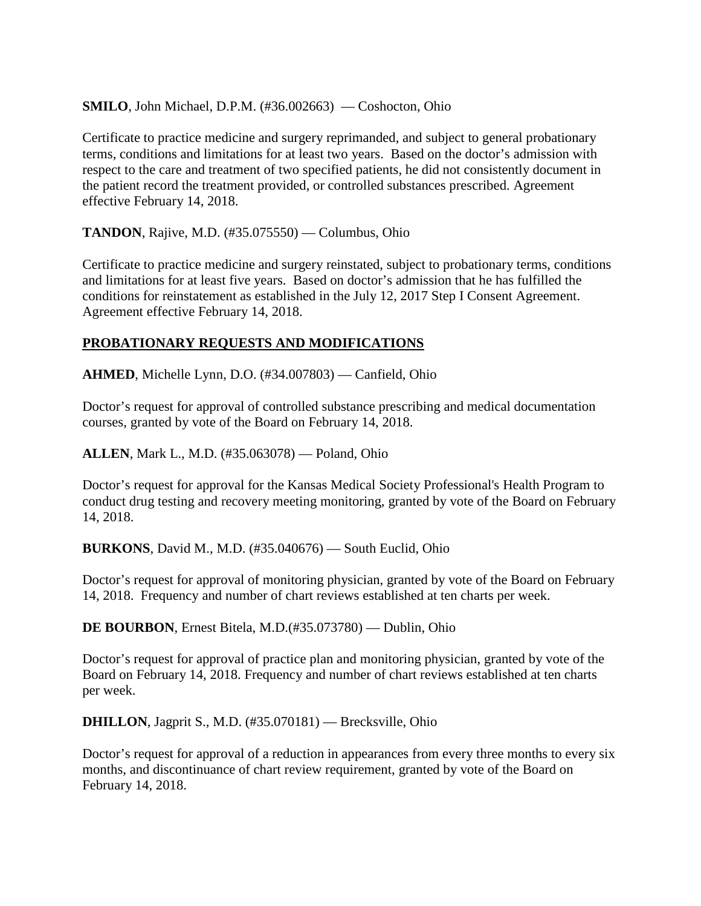**SMILO**, John Michael, D.P.M. (#36.002663) — Coshocton, Ohio

Certificate to practice medicine and surgery reprimanded, and subject to general probationary terms, conditions and limitations for at least two years. Based on the doctor's admission with respect to the care and treatment of two specified patients, he did not consistently document in the patient record the treatment provided, or controlled substances prescribed. Agreement effective February 14, 2018.

**TANDON**, Rajive, M.D. (#35.075550) — Columbus, Ohio

Certificate to practice medicine and surgery reinstated, subject to probationary terms, conditions and limitations for at least five years. Based on doctor's admission that he has fulfilled the conditions for reinstatement as established in the July 12, 2017 Step I Consent Agreement. Agreement effective February 14, 2018.

## PROBATIONARY REQUESTS AND MODIFICATIONS

**AHMED**, Michelle Lynn, D.O. (#34.007803) — Canfield, Ohio

Doctor's request for approval of controlled substance prescribing and medical documentation courses, granted by vote of the Board on February 14, 2018.

**ALLEN**, Mark L., M.D. (#35.063078) — Poland, Ohio

Doctor's request for approval for the Kansas Medical Society Professional's Health Program to conduct drug testing and recovery meeting monitoring, granted by vote of the Board on February 14, 2018.

**BURKONS**, David M., M.D. (#35.040676) — South Euclid, Ohio

Doctor's request for approval of monitoring physician, granted by vote of the Board on February 14, 2018. Frequency and number of chart reviews established at ten charts per week.

**DE BOURBON**, Ernest Bitela, M.D.(#35.073780) — Dublin, Ohio

Doctor's request for approval of practice plan and monitoring physician, granted by vote of the Board on February 14, 2018. Frequency and number of chart reviews established at ten charts per week.

**DHILLON**, Jagprit S., M.D. (#35.070181) — Brecksville, Ohio

Doctor's request for approval of a reduction in appearances from every three months to every six months, and discontinuance of chart review requirement, granted by vote of the Board on February 14, 2018.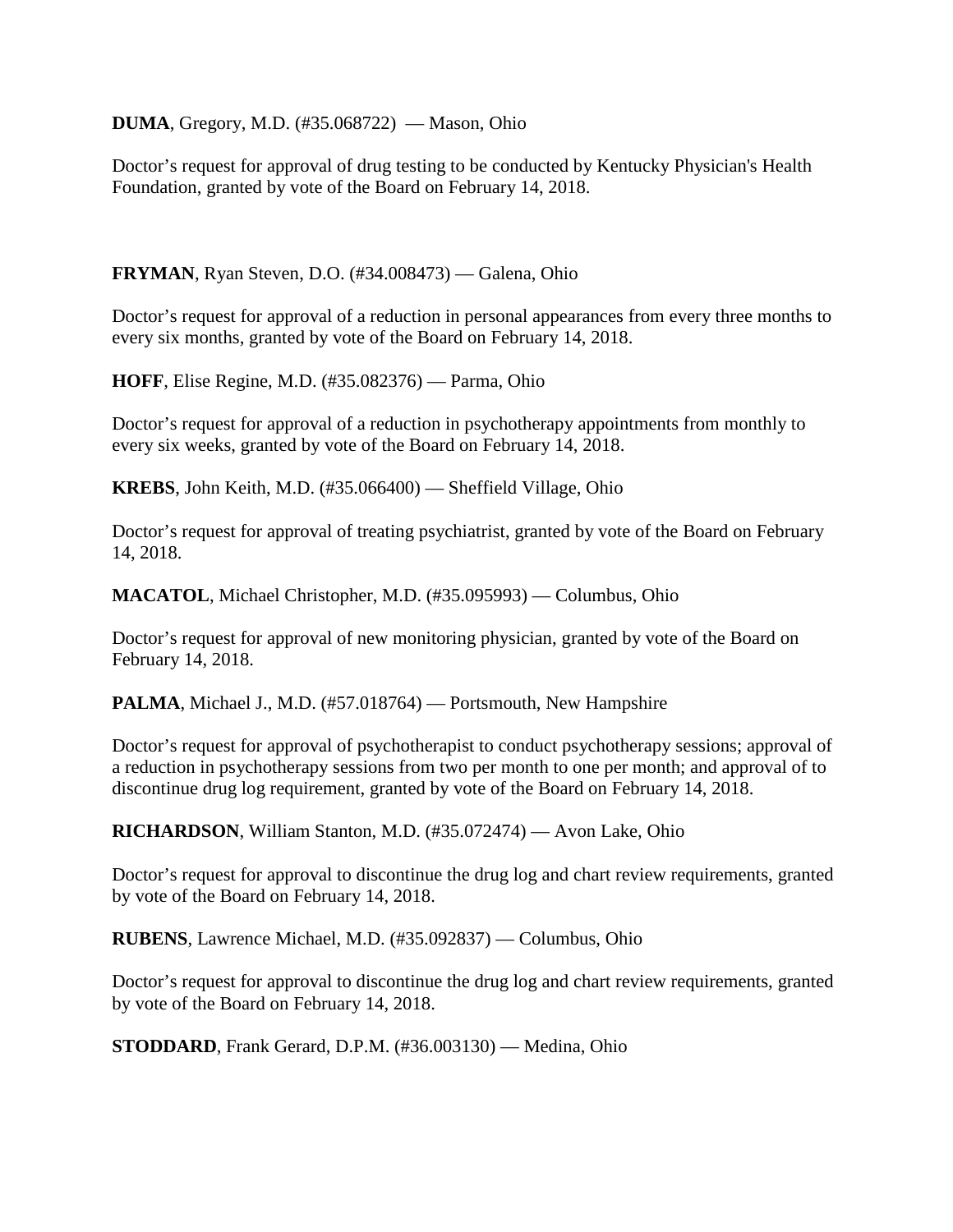**DUMA**, Gregory, M.D. (#35.068722) — Mason, Ohio

Doctor's request for approval of drug testing to be conducted by Kentucky Physician's Health Foundation, granted by vote of the Board on February 14, 2018.

**FRYMAN**, Ryan Steven, D.O. (#34.008473) — Galena, Ohio

Doctor's request for approval of a reduction in personal appearances from every three months to every six months, granted by vote of the Board on February 14, 2018.

**HOFF**, Elise Regine, M.D. (#35.082376) — Parma, Ohio

Doctor's request for approval of a reduction in psychotherapy appointments from monthly to every six weeks, granted by vote of the Board on February 14, 2018.

**KREBS**, John Keith, M.D. (#35.066400) — Sheffield Village, Ohio

Doctor's request for approval of treating psychiatrist, granted by vote of the Board on February 14, 2018.

**MACATOL**, Michael Christopher, M.D. (#35.095993) — Columbus, Ohio

Doctor's request for approval of new monitoring physician, granted by vote of the Board on February 14, 2018.

**PALMA**, Michael J., M.D. (#57.018764) — Portsmouth, New Hampshire

Doctor's request for approval of psychotherapist to conduct psychotherapy sessions; approval of a reduction in psychotherapy sessions from two per month to one per month; and approval of to discontinue drug log requirement, granted by vote of the Board on February 14, 2018.

**RICHARDSON**, William Stanton, M.D. (#35.072474) — Avon Lake, Ohio

Doctor's request for approval to discontinue the drug log and chart review requirements, granted by vote of the Board on February 14, 2018.

**RUBENS**, Lawrence Michael, M.D. (#35.092837) — Columbus, Ohio

Doctor's request for approval to discontinue the drug log and chart review requirements, granted by vote of the Board on February 14, 2018.

**STODDARD**, Frank Gerard, D.P.M. (#36.003130) — Medina, Ohio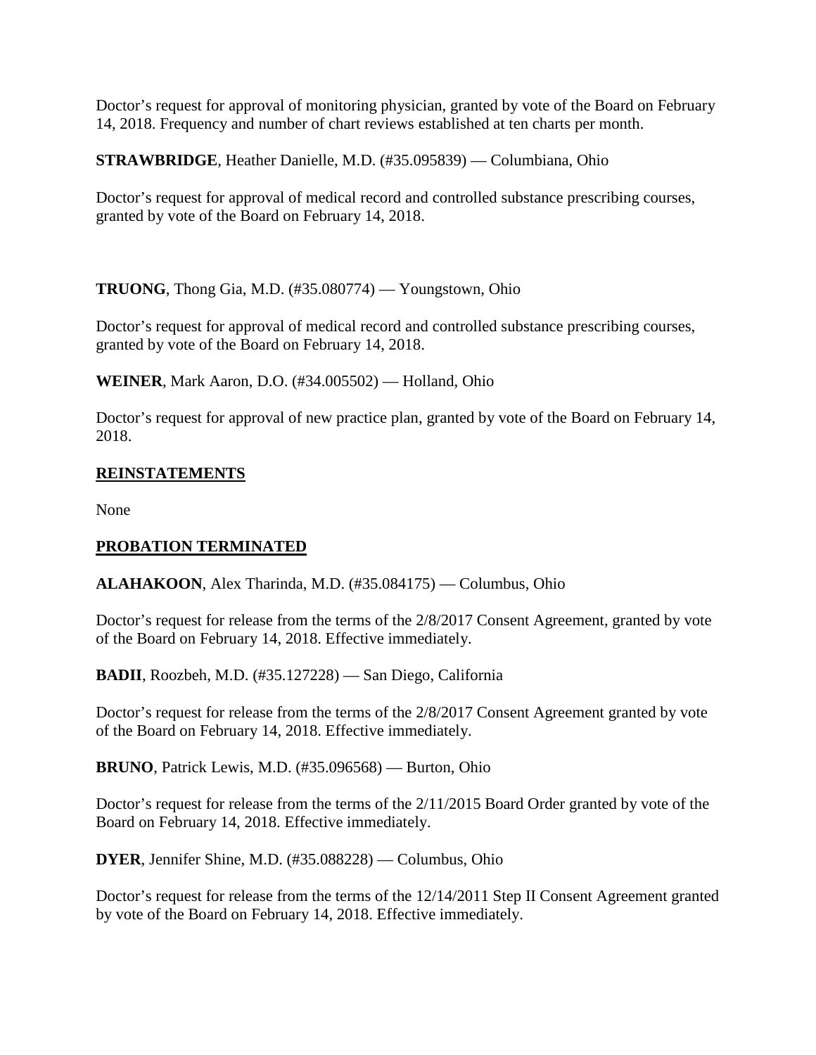Doctor's request for approval of monitoring physician, granted by vote of the Board on February 14, 2018. Frequency and number of chart reviews established at ten charts per month.

**STRAWBRIDGE**, Heather Danielle, M.D. (#35.095839) — Columbiana, Ohio

Doctor's request for approval of medical record and controlled substance prescribing courses, granted by vote of the Board on February 14, 2018.

**TRUONG**, Thong Gia, M.D. (#35.080774) — Youngstown, Ohio

Doctor's request for approval of medical record and controlled substance prescribing courses, granted by vote of the Board on February 14, 2018.

**WEINER**, Mark Aaron, D.O. (#34.005502) — Holland, Ohio

Doctor's request for approval of new practice plan, granted by vote of the Board on February 14, 2018.

## REINSTATEMENTS

None

## PROBATION TERMINATED

**ALAHAKOON**, Alex Tharinda, M.D. (#35.084175) — Columbus, Ohio

Doctor's request for release from the terms of the 2/8/2017 Consent Agreement, granted by vote of the Board on February 14, 2018. Effective immediately.

**BADII**, Roozbeh, M.D. (#35.127228) — San Diego, California

Doctor's request for release from the terms of the 2/8/2017 Consent Agreement granted by vote of the Board on February 14, 2018. Effective immediately.

**BRUNO**, Patrick Lewis, M.D. (#35.096568) — Burton, Ohio

Doctor's request for release from the terms of the 2/11/2015 Board Order granted by vote of the Board on February 14, 2018. Effective immediately.

**DYER**, Jennifer Shine, M.D. (#35.088228) — Columbus, Ohio

Doctor's request for release from the terms of the 12/14/2011 Step II Consent Agreement granted by vote of the Board on February 14, 2018. Effective immediately.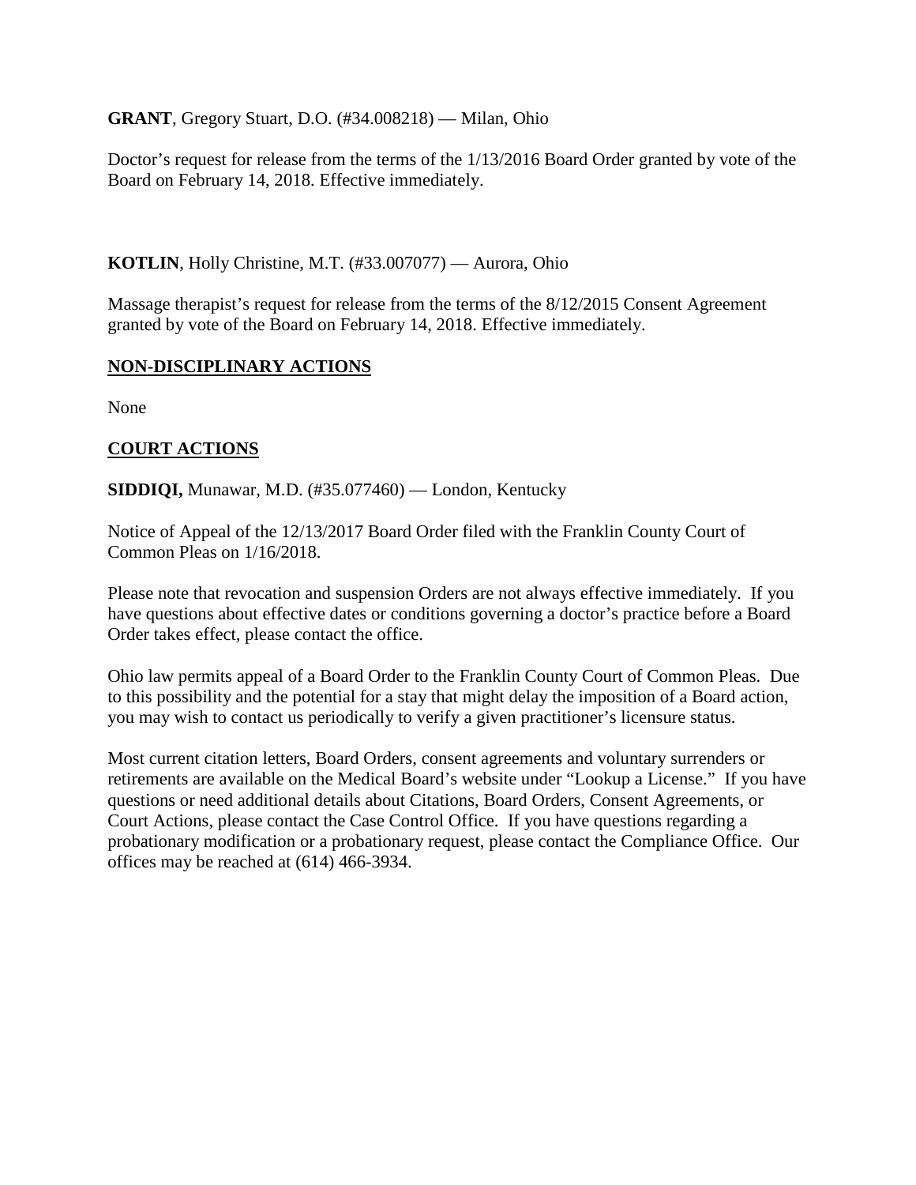**GRANT**, Gregory Stuart, D.O. (#34.008218) — Milan, Ohio

Doctor's request for release from the terms of the 1/13/2016 Board Order granted by vote of the Board on February 14, 2018. Effective immediately.

**KOTLIN**, Holly Christine, M.T. (#33.007077) — Aurora, Ohio

Massage therapist's request for release from the terms of the 8/12/2015 Consent Agreement granted by vote of the Board on February 14, 2018. Effective immediately.

## NON-DISCIPLINARY ACTIONS

None

## COURT ACTIONS

**SIDDIQI,** Munawar, M.D. (#35.077460) — London, Kentucky

Notice of Appeal of the 12/13/2017 Board Order filed with the Franklin County Court of Common Pleas on 1/16/2018.

Please note that revocation and suspension Orders are not always effective immediately. If you have questions about effective dates or conditions governing a doctor's practice before a Board Order takes effect, please contact the office.

Ohio law permits appeal of a Board Order to the Franklin County Court of Common Pleas. Due to this possibility and the potential for a stay that might delay the imposition of a Board action, you may wish to contact us periodically to verify a given practitioner's licensure status.

Most current citation letters, Board Orders, consent agreements and voluntary surrenders or retirements are available on the Medical Board's website under "Lookup a License." If you have questions or need additional details about Citations, Board Orders, Consent Agreements, or Court Actions, please contact the Case Control Office. If you have questions regarding a probationary modification or a probationary request, please contact the Compliance Office. Our offices may be reached at (614) 466-3934.